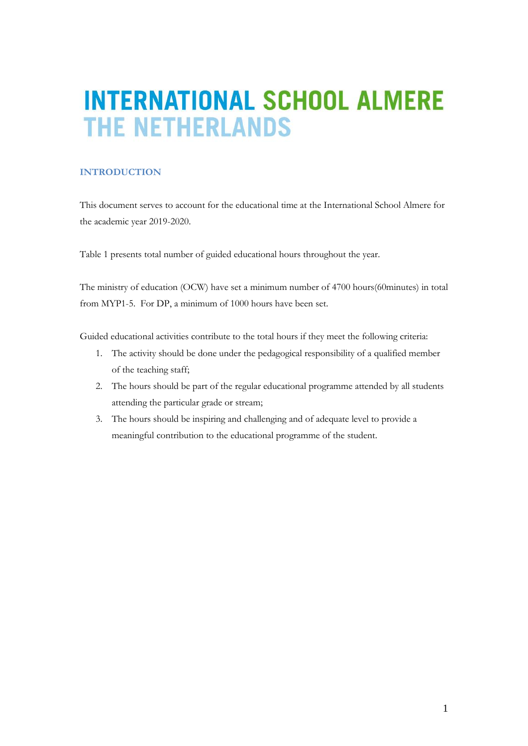# INTERNATIONAL SCHOOL ALMERE THE NETHERLANDS

## INTRODUCTION

This document serves to account for the educational time at the International School Almere for the academic year 2019-2020.

Table 1 presents total number of guided educational hours throughout the year.

The ministry of education (OCW) have set a minimum number of 4700 hours(60minutes) in total from MYP1-5. For DP, a minimum of 1000 hours have been set.

Guided educational activities contribute to the total hours if they meet the following criteria:

1. The activity should be done under the pedagogical responsibility of a qualified member of the teaching staff;
2. The hours should be part of the regular educational programme attended by all students attending the particular grade or stream;
3. The hours should be inspiring and challenging and of adequate level to provide a meaningful contribution to the educational programme of the student.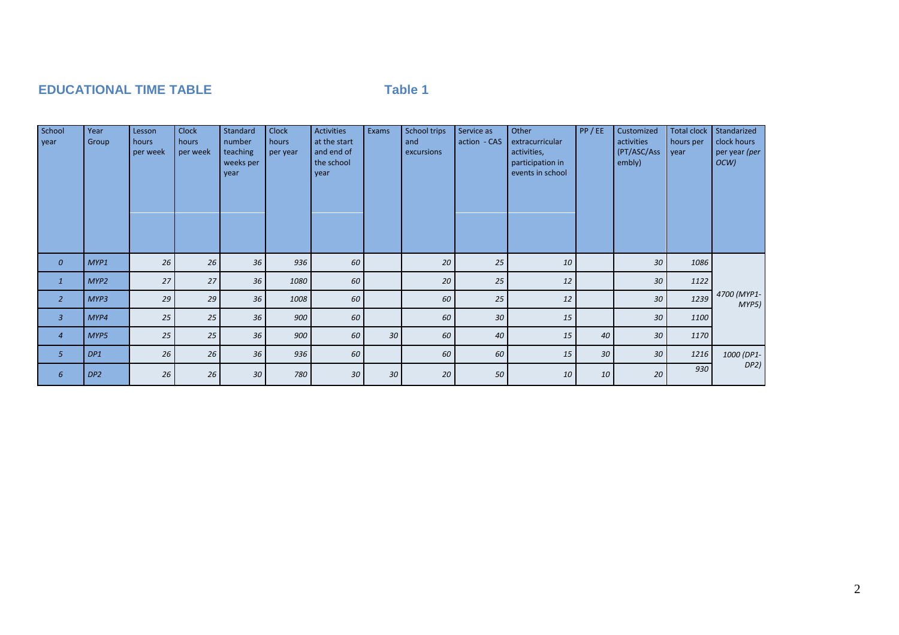**EDUCATIONAL TIME TABLE** **Table 1**

| School year | Year Group | Lesson hours per week | Clock hours per week | Standard number teaching weeks per year | Clock hours per year | Activities at the start and end of the school year | Exams | School trips and excursions | Service as action - CAS | Other extracurricular activities, participation in events in school | PP / EE | Customized activities (PT/ASC/Assembly) | Total clock hours per year | Standarized clock hours per year *(per OCW)* |
|---|---|---|---|---|---|---|---|---|---|---|---|---|---|---|
| *0* | *MYP1* | *26* | *26* | *36* | *936* | *60* | | *20* | *25* | *10* | | *30* | *1086* | *4700 (MYP1-MYP5)* |
| *1* | *MYP2* | *27* | *27* | *36* | *1080* | *60* | | *20* | *25* | *12* | | *30* | *1122* | |
| *2* | *MYP3* | *29* | *29* | *36* | *1008* | *60* | | *60* | *25* | *12* | | *30* | *1239* | |
| *3* | *MYP4* | *25* | *25* | *36* | *900* | *60* | | *60* | *30* | *15* | | *30* | *1100* | |
| *4* | *MYP5* | *25* | *25* | *36* | *900* | *60* | *30* | *60* | *40* | *15* | *40* | *30* | *1170* | |
| *5* | *DP1* | *26* | *26* | *36* | *936* | *60* | | *60* | *60* | *15* | *30* | *30* | *1216* | *1000 (DP1-DP2)* |
| *6* | *DP2* | *26* | *26* | *30* | *780* | *30* | *30* | *20* | *50* | *10* | *10* | *20* | *930* | |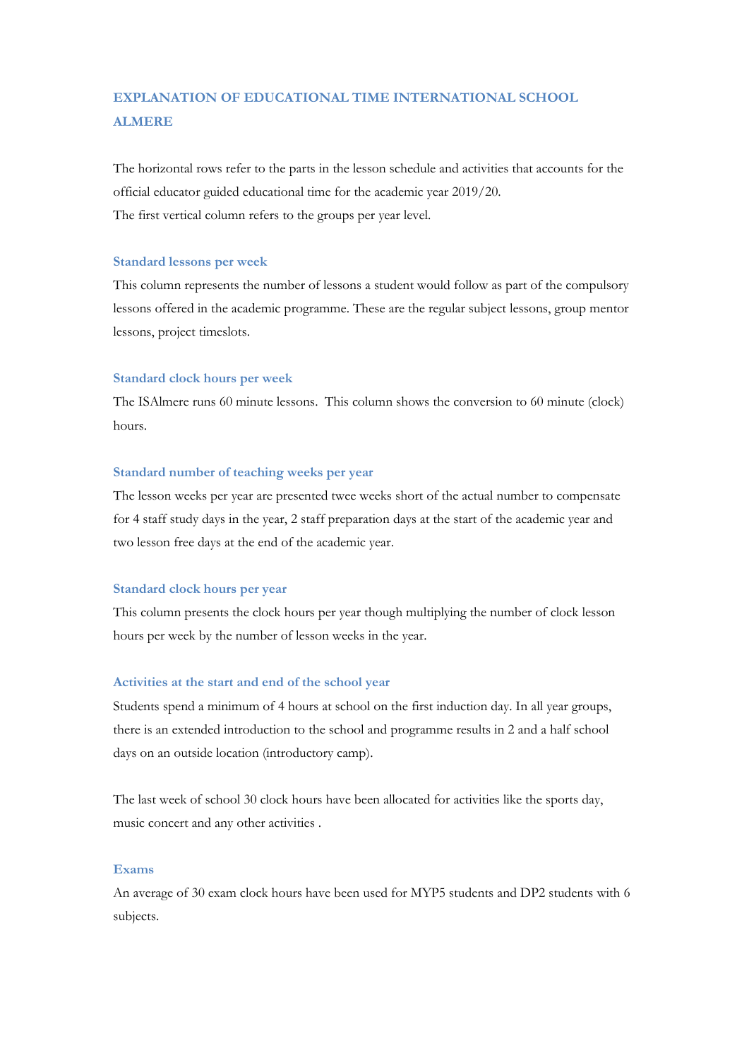## EXPLANATION OF EDUCATIONAL TIME INTERNATIONAL SCHOOL ALMERE

The horizontal rows refer to the parts in the lesson schedule and activities that accounts for the official educator guided educational time for the academic year 2019/20.
The first vertical column refers to the groups per year level.

### Standard lessons per week

This column represents the number of lessons a student would follow as part of the compulsory lessons offered in the academic programme. These are the regular subject lessons, group mentor lessons, project timeslots.

### Standard clock hours per week

The ISAlmere runs 60 minute lessons. This column shows the conversion to 60 minute (clock) hours.

### Standard number of teaching weeks per year

The lesson weeks per year are presented twee weeks short of the actual number to compensate for 4 staff study days in the year, 2 staff preparation days at the start of the academic year and two lesson free days at the end of the academic year.

### Standard clock hours per year

This column presents the clock hours per year though multiplying the number of clock lesson hours per week by the number of lesson weeks in the year.

### Activities at the start and end of the school year

Students spend a minimum of 4 hours at school on the first induction day. In all year groups, there is an extended introduction to the school and programme results in 2 and a half school days on an outside location (introductory camp).

The last week of school 30 clock hours have been allocated for activities like the sports day, music concert and any other activities .

### Exams

An average of 30 exam clock hours have been used for MYP5 students and DP2 students with 6 subjects.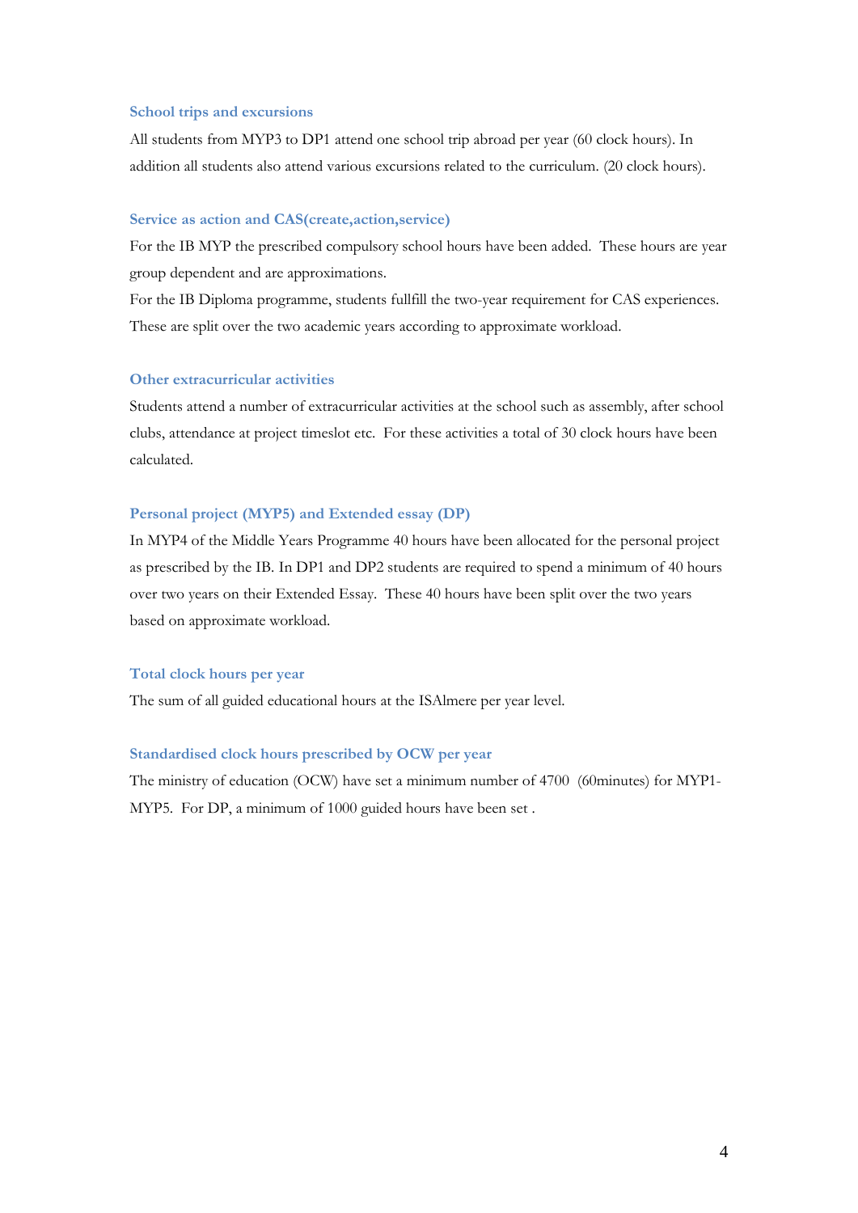### School trips and excursions

All students from MYP3 to DP1 attend one school trip abroad per year (60 clock hours). In addition all students also attend various excursions related to the curriculum. (20 clock hours).

### Service as action and CAS(create,action,service)

For the IB MYP the prescribed compulsory school hours have been added. These hours are year group dependent and are approximations.

For the IB Diploma programme, students fullfill the two-year requirement for CAS experiences. These are split over the two academic years according to approximate workload.

### Other extracurricular activities

Students attend a number of extracurricular activities at the school such as assembly, after school clubs, attendance at project timeslot etc. For these activities a total of 30 clock hours have been calculated.

### Personal project (MYP5) and Extended essay (DP)

In MYP4 of the Middle Years Programme 40 hours have been allocated for the personal project as prescribed by the IB. In DP1 and DP2 students are required to spend a minimum of 40 hours over two years on their Extended Essay. These 40 hours have been split over the two years based on approximate workload.

### Total clock hours per year

The sum of all guided educational hours at the ISAlmere per year level.

### Standardised clock hours prescribed by OCW per year

The ministry of education (OCW) have set a minimum number of 4700 (60minutes) for MYP1-MYP5. For DP, a minimum of 1000 guided hours have been set .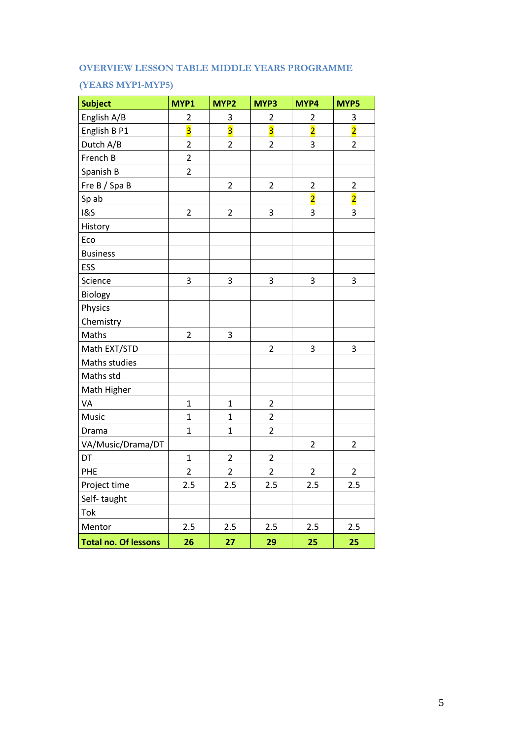## OVERVIEW LESSON TABLE MIDDLE YEARS PROGRAMME

## (YEARS MYP1-MYP5)

| Subject | MYP1 | MYP2 | MYP3 | MYP4 | MYP5 |
|---|---|---|---|---|---|
| English A/B | 2 | 3 | 2 | 2 | 3 |
| English B P1 | 3 | 3 | 3 | 2 | 2 |
| Dutch A/B | 2 | 2 | 2 | 3 | 2 |
| French B | 2 | | | | |
| Spanish B | 2 | | | | |
| Fre B / Spa B | | 2 | 2 | 2 | 2 |
| Sp ab | | | | 2 | 2 |
| I&S | 2 | 2 | 3 | 3 | 3 |
| History | | | | | |
| Eco | | | | | |
| Business | | | | | |
| ESS | | | | | |
| Science | 3 | 3 | 3 | 3 | 3 |
| Biology | | | | | |
| Physics | | | | | |
| Chemistry | | | | | |
| Maths | 2 | 3 | | | |
| Math EXT/STD | | | 2 | 3 | 3 |
| Maths studies | | | | | |
| Maths std | | | | | |
| Math Higher | | | | | |
| VA | 1 | 1 | 2 | | |
| Music | 1 | 1 | 2 | | |
| Drama | 1 | 1 | 2 | | |
| VA/Music/Drama/DT | | | | 2 | 2 |
| DT | 1 | 2 | 2 | | |
| PHE | 2 | 2 | 2 | 2 | 2 |
| Project time | 2.5 | 2.5 | 2.5 | 2.5 | 2.5 |
| Self- taught | | | | | |
| Tok | | | | | |
| Mentor | 2.5 | 2.5 | 2.5 | 2.5 | 2.5 |
| **Total no. Of lessons** | **26** | **27** | **29** | **25** | **25** |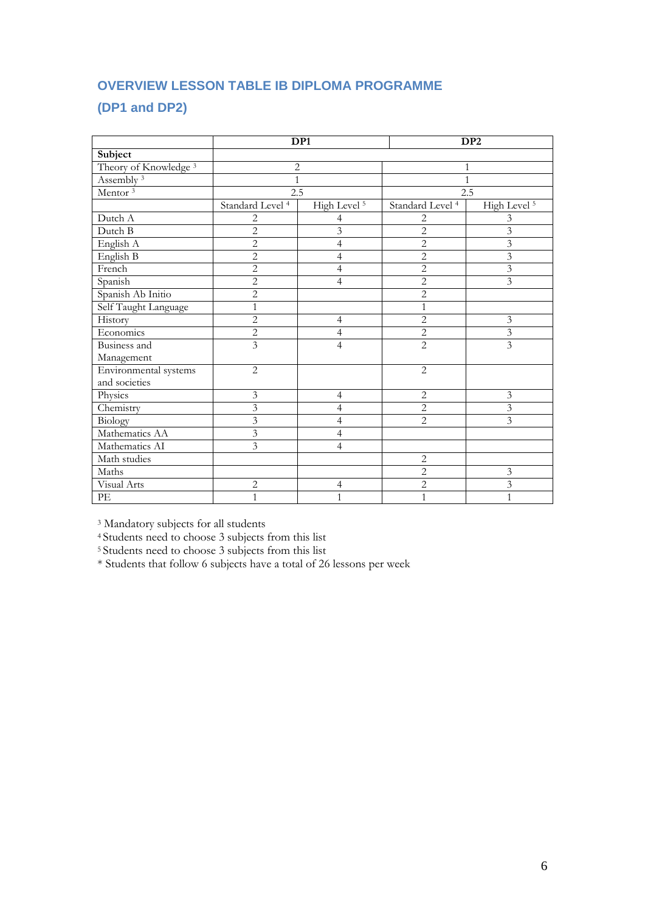## OVERVIEW LESSON TABLE IB DIPLOMA PROGRAMME

## (DP1 and DP2)

| | DP1 | | DP2 | |
|---|---|---|---|---|
| **Subject** | | | | |
| Theory of Knowledge [3] | 2 | | 1 | |
| Assembly [3] | 1 | | 1 | |
| Mentor [3] | 2.5 | | 2.5 | |
| | Standard Level [4] | High Level [5] | Standard Level [4] | High Level [5] |
| Dutch A | 2 | 4 | 2 | 3 |
| Dutch B | 2 | 3 | 2 | 3 |
| English A | 2 | 4 | 2 | 3 |
| English B | 2 | 4 | 2 | 3 |
| French | 2 | 4 | 2 | 3 |
| Spanish | 2 | 4 | 2 | 3 |
| Spanish Ab Initio | 2 | | 2 | |
| Self Taught Language | 1 | | 1 | |
| History | 2 | 4 | 2 | 3 |
| Economics | 2 | 4 | 2 | 3 |
| Business and Management | 3 | 4 | 2 | 3 |
| Environmental systems and societies | 2 | | 2 | |
| Physics | 3 | 4 | 2 | 3 |
| Chemistry | 3 | 4 | 2 | 3 |
| Biology | 3 | 4 | 2 | 3 |
| Mathematics AA | 3 | 4 | | |
| Mathematics AI | 3 | 4 | | |
| Math studies | | | 2 | |
| Maths | | | 2 | 3 |
| Visual Arts | 2 | 4 | 2 | 3 |
| PE | 1 | 1 | 1 | 1 |

[3] Mandatory subjects for all students

[4] Students need to choose 3 subjects from this list

[5] Students need to choose 3 subjects from this list

* Students that follow 6 subjects have a total of 26 lessons per week